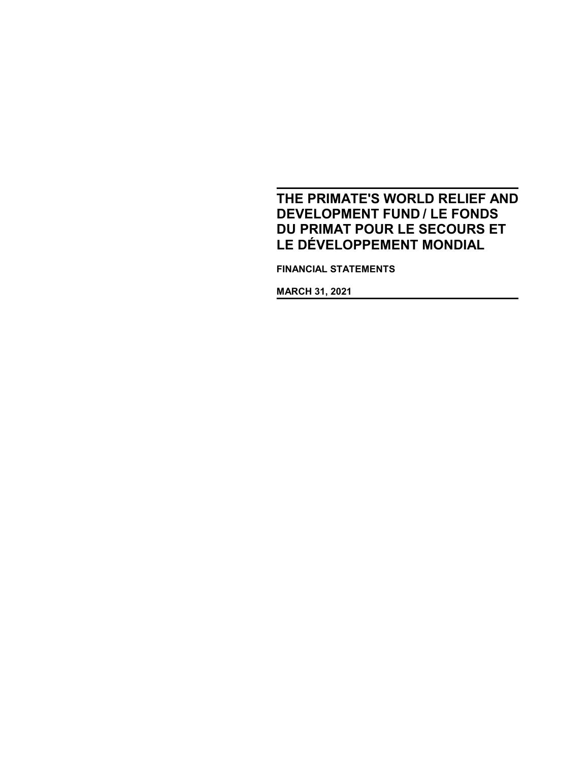# THE PRIMATE'S WORLD RELIEF AND DEVELOPMENT FUND / LE FONDS DU PRIMAT POUR LE SECOURS ET LE DÉVELOPPEMENT MONDIAL

**FINANCIAL STATEMENTS**

**MARCH 31, 2021**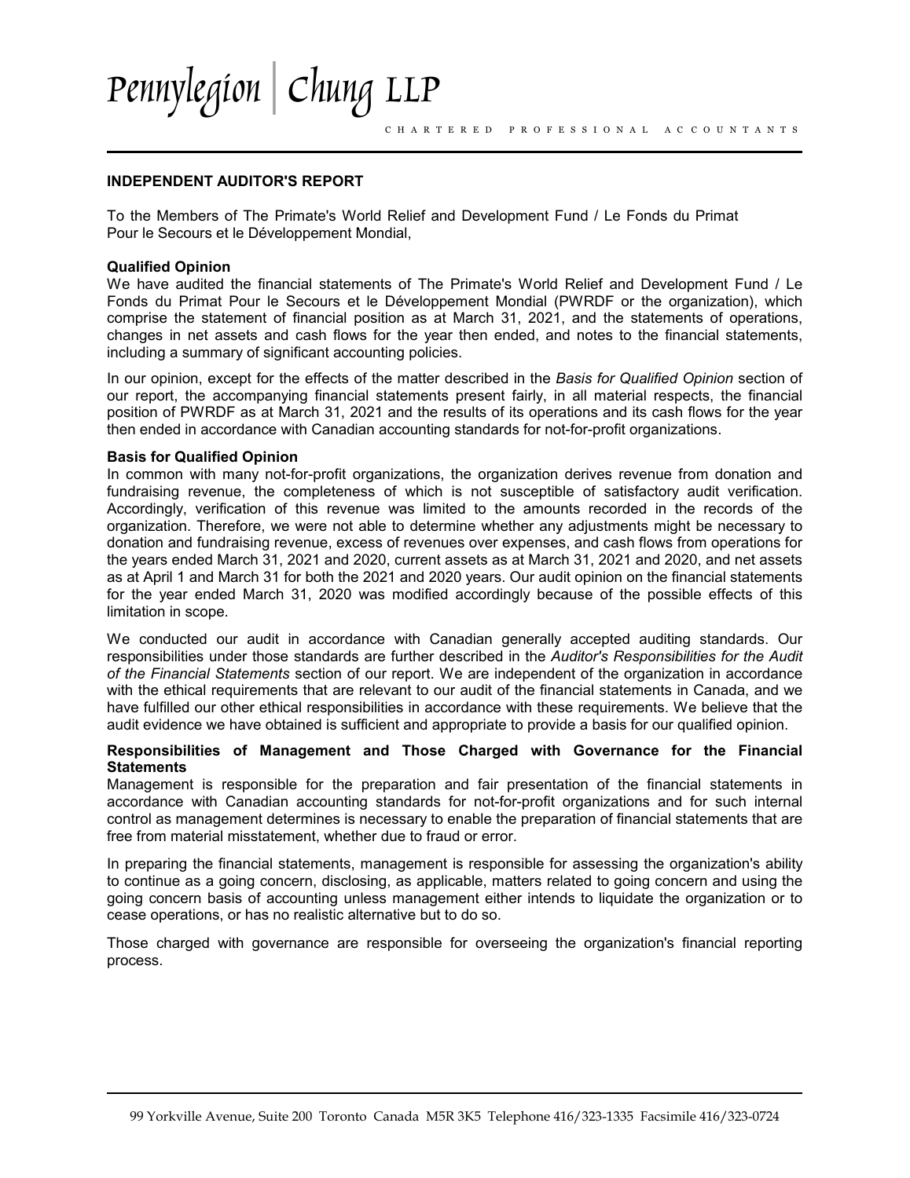Pennylegion | Chung LLP

CHARTERED PROFESSIONAL ACCOUNTANTS

## INDEPENDENT AUDITOR'S REPORT

To the Members of The Primate's World Relief and Development Fund / Le Fonds du Primat Pour le Secours et le Développement Mondial,

**Qualified Opinion**

We have audited the financial statements of The Primate's World Relief and Development Fund / Le Fonds du Primat Pour le Secours et le Développement Mondial (PWRDF or the organization), which comprise the statement of financial position as at March 31, 2021, and the statements of operations, changes in net assets and cash flows for the year then ended, and notes to the financial statements, including a summary of significant accounting policies.

In our opinion, except for the effects of the matter described in the *Basis for Qualified Opinion* section of our report, the accompanying financial statements present fairly, in all material respects, the financial position of PWRDF as at March 31, 2021 and the results of its operations and its cash flows for the year then ended in accordance with Canadian accounting standards for not-for-profit organizations.

**Basis for Qualified Opinion**

In common with many not-for-profit organizations, the organization derives revenue from donation and fundraising revenue, the completeness of which is not susceptible of satisfactory audit verification. Accordingly, verification of this revenue was limited to the amounts recorded in the records of the organization. Therefore, we were not able to determine whether any adjustments might be necessary to donation and fundraising revenue, excess of revenues over expenses, and cash flows from operations for the years ended March 31, 2021 and 2020, current assets as at March 31, 2021 and 2020, and net assets as at April 1 and March 31 for both the 2021 and 2020 years. Our audit opinion on the financial statements for the year ended March 31, 2020 was modified accordingly because of the possible effects of this limitation in scope.

We conducted our audit in accordance with Canadian generally accepted auditing standards. Our responsibilities under those standards are further described in the *Auditor's Responsibilities for the Audit of the Financial Statements* section of our report. We are independent of the organization in accordance with the ethical requirements that are relevant to our audit of the financial statements in Canada, and we have fulfilled our other ethical responsibilities in accordance with these requirements. We believe that the audit evidence we have obtained is sufficient and appropriate to provide a basis for our qualified opinion.

**Responsibilities of Management and Those Charged with Governance for the Financial Statements**

Management is responsible for the preparation and fair presentation of the financial statements in accordance with Canadian accounting standards for not-for-profit organizations and for such internal control as management determines is necessary to enable the preparation of financial statements that are free from material misstatement, whether due to fraud or error.

In preparing the financial statements, management is responsible for assessing the organization's ability to continue as a going concern, disclosing, as applicable, matters related to going concern and using the going concern basis of accounting unless management either intends to liquidate the organization or to cease operations, or has no realistic alternative but to do so.

Those charged with governance are responsible for overseeing the organization's financial reporting process.

99 Yorkville Avenue, Suite 200 Toronto Canada M5R 3K5 Telephone 416/323-1335 Facsimile 416/323-0724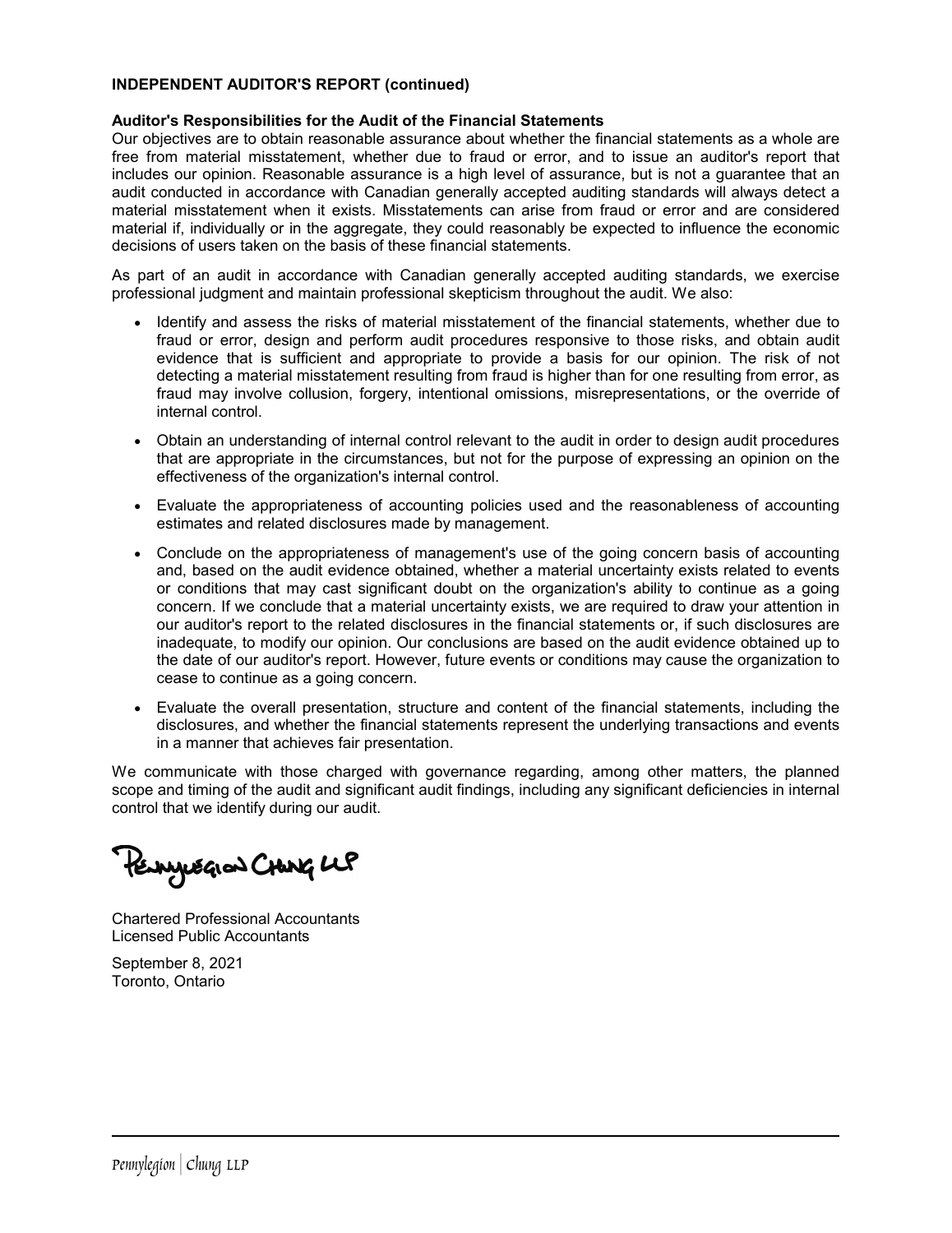**INDEPENDENT AUDITOR'S REPORT (continued)**

**Auditor's Responsibilities for the Audit of the Financial Statements**

Our objectives are to obtain reasonable assurance about whether the financial statements as a whole are free from material misstatement, whether due to fraud or error, and to issue an auditor's report that includes our opinion. Reasonable assurance is a high level of assurance, but is not a guarantee that an audit conducted in accordance with Canadian generally accepted auditing standards will always detect a material misstatement when it exists. Misstatements can arise from fraud or error and are considered material if, individually or in the aggregate, they could reasonably be expected to influence the economic decisions of users taken on the basis of these financial statements.

As part of an audit in accordance with Canadian generally accepted auditing standards, we exercise professional judgment and maintain professional skepticism throughout the audit. We also:

- Identify and assess the risks of material misstatement of the financial statements, whether due to fraud or error, design and perform audit procedures responsive to those risks, and obtain audit evidence that is sufficient and appropriate to provide a basis for our opinion. The risk of not detecting a material misstatement resulting from fraud is higher than for one resulting from error, as fraud may involve collusion, forgery, intentional omissions, misrepresentations, or the override of internal control.
- Obtain an understanding of internal control relevant to the audit in order to design audit procedures that are appropriate in the circumstances, but not for the purpose of expressing an opinion on the effectiveness of the organization's internal control.
- Evaluate the appropriateness of accounting policies used and the reasonableness of accounting estimates and related disclosures made by management.
- Conclude on the appropriateness of management's use of the going concern basis of accounting and, based on the audit evidence obtained, whether a material uncertainty exists related to events or conditions that may cast significant doubt on the organization's ability to continue as a going concern. If we conclude that a material uncertainty exists, we are required to draw your attention in our auditor's report to the related disclosures in the financial statements or, if such disclosures are inadequate, to modify our opinion. Our conclusions are based on the audit evidence obtained up to the date of our auditor's report. However, future events or conditions may cause the organization to cease to continue as a going concern.
- Evaluate the overall presentation, structure and content of the financial statements, including the disclosures, and whether the financial statements represent the underlying transactions and events in a manner that achieves fair presentation.

We communicate with those charged with governance regarding, among other matters, the planned scope and timing of the audit and significant audit findings, including any significant deficiencies in internal control that we identify during our audit.

Pennylegion Chung LLP

Chartered Professional Accountants
Licensed Public Accountants

September 8, 2021
Toronto, Ontario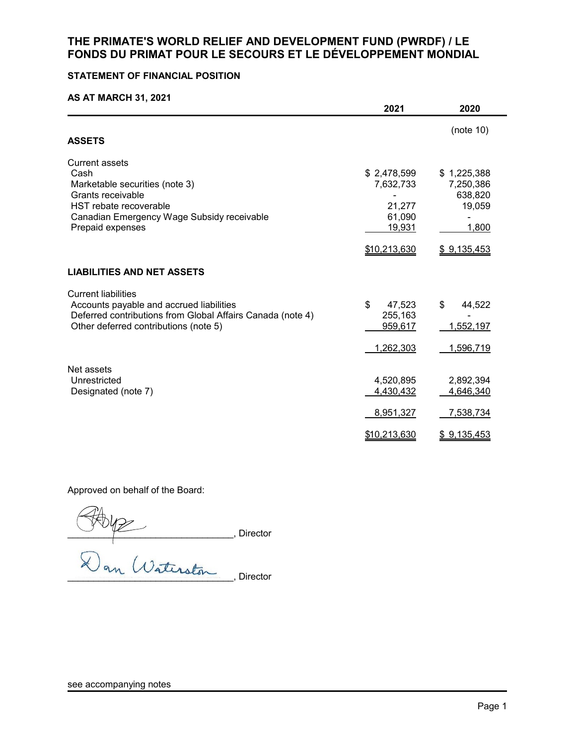# THE PRIMATE'S WORLD RELIEF AND DEVELOPMENT FUND (PWRDF) / LE FONDS DU PRIMAT POUR LE SECOURS ET LE DÉVELOPPEMENT MONDIAL

## STATEMENT OF FINANCIAL POSITION

### AS AT MARCH 31, 2021

| | 2021 | 2020 |
|---|---|---|
| | | (note 10) |
| **ASSETS** | | |
| Current assets | | |
| Cash | $ 2,478,599 | $ 1,225,388 |
| Marketable securities (note 3) | 7,632,733 | 7,250,386 |
| Grants receivable | - | 638,820 |
| HST rebate recoverable | 21,277 | 19,059 |
| Canadian Emergency Wage Subsidy receivable | 61,090 | - |
| Prepaid expenses | 19,931 | 1,800 |
| | $10,213,630 | $ 9,135,453 |
| **LIABILITIES AND NET ASSETS** | | |
| Current liabilities | | |
| Accounts payable and accrued liabilities | $ 47,523 | $ 44,522 |
| Deferred contributions from Global Affairs Canada (note 4) | 255,163 | - |
| Other deferred contributions (note 5) | 959,617 | 1,552,197 |
| | 1,262,303 | 1,596,719 |
| Net assets | | |
| Unrestricted | 4,520,895 | 2,892,394 |
| Designated (note 7) | 4,430,432 | 4,646,340 |
| | 8,951,327 | 7,538,734 |
| | $10,213,630 | $ 9,135,453 |

Approved on behalf of the Board:

_______________________________, Director

Dan Waterston _______________________________, Director

see accompanying notes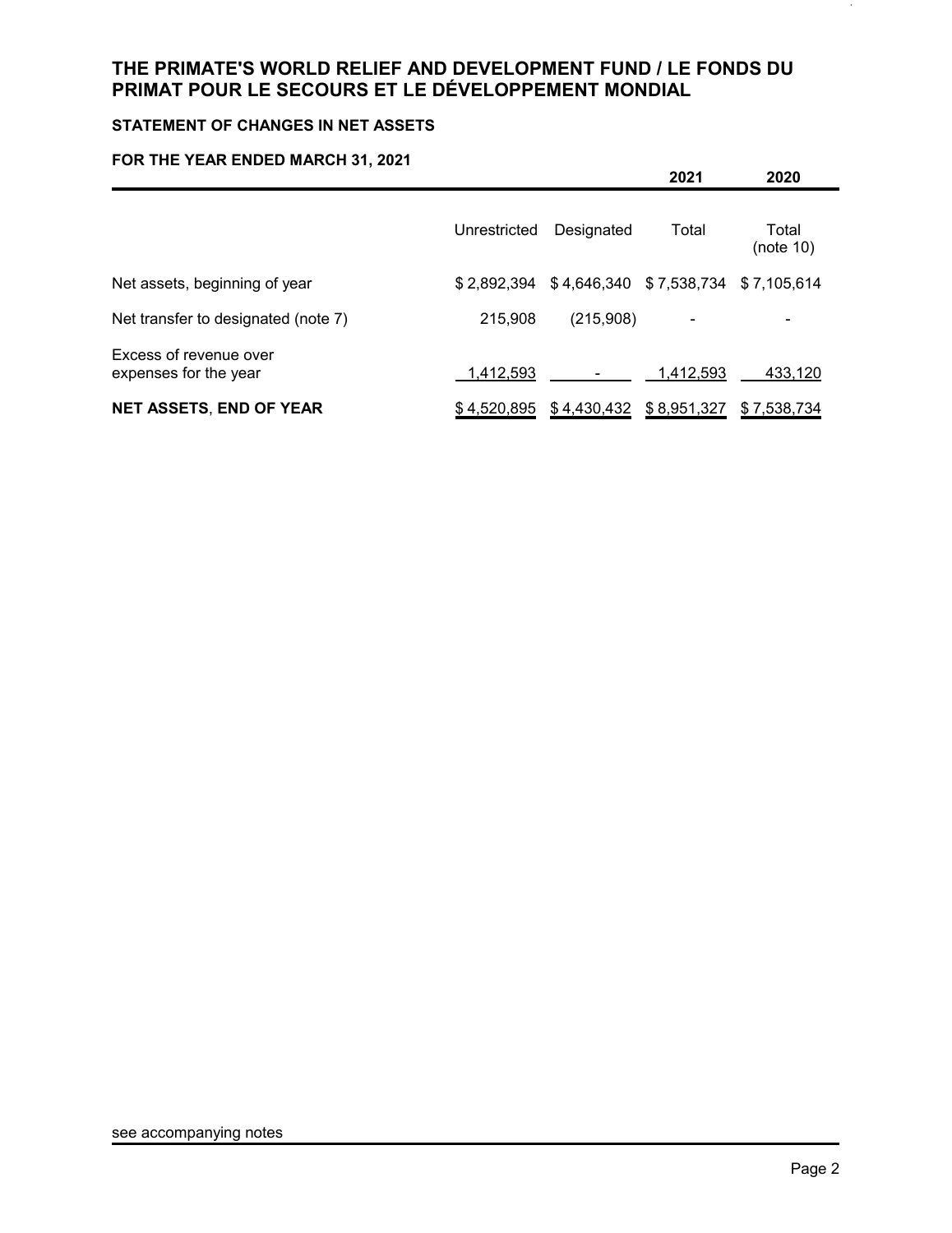# THE PRIMATE'S WORLD RELIEF AND DEVELOPMENT FUND / LE FONDS DU PRIMAT POUR LE SECOURS ET LE DÉVELOPPEMENT MONDIAL

## STATEMENT OF CHANGES IN NET ASSETS

### FOR THE YEAR ENDED MARCH 31, 2021

| | | | 2021 | 2020 |
|---|---|---|---|---|
| | Unrestricted | Designated | Total | Total (note 10) |
| Net assets, beginning of year | $ 2,892,394 | $ 4,646,340 | $ 7,538,734 | $ 7,105,614 |
| Net transfer to designated (note 7) | 215,908 | (215,908) | - | - |
| Excess of revenue over expenses for the year | 1,412,593 | - | 1,412,593 | 433,120 |
| **NET ASSETS, END OF YEAR** | $ 4,520,895 | $ 4,430,432 | $ 8,951,327 | $ 7,538,734 |

see accompanying notes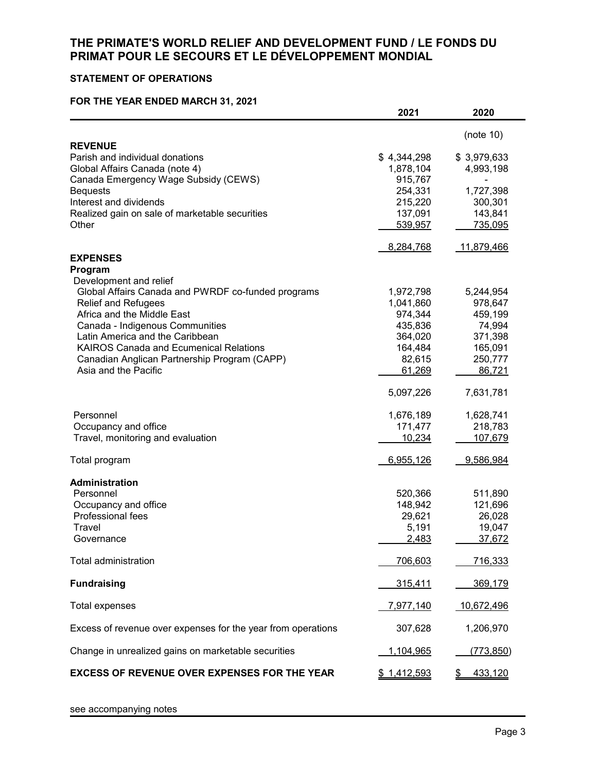# THE PRIMATE'S WORLD RELIEF AND DEVELOPMENT FUND / LE FONDS DU PRIMAT POUR LE SECOURS ET LE DÉVELOPPEMENT MONDIAL

## STATEMENT OF OPERATIONS

### FOR THE YEAR ENDED MARCH 31, 2021

| | 2021 | 2020 |
|---|---|---|
| | | (note 10) |
| **REVENUE** | | |
| Parish and individual donations | $ 4,344,298 | $ 3,979,633 |
| Global Affairs Canada (note 4) | 1,878,104 | 4,993,198 |
| Canada Emergency Wage Subsidy (CEWS) | 915,767 | - |
| Bequests | 254,331 | 1,727,398 |
| Interest and dividends | 215,220 | 300,301 |
| Realized gain on sale of marketable securities | 137,091 | 143,841 |
| Other | 539,957 | 735,095 |
| | 8,284,768 | 11,879,466 |
| **EXPENSES** | | |
| **Program** | | |
| Development and relief | | |
| Global Affairs Canada and PWRDF co-funded programs | 1,972,798 | 5,244,954 |
| Relief and Refugees | 1,041,860 | 978,647 |
| Africa and the Middle East | 974,344 | 459,199 |
| Canada - Indigenous Communities | 435,836 | 74,994 |
| Latin America and the Caribbean | 364,020 | 371,398 |
| KAIROS Canada and Ecumenical Relations | 164,484 | 165,091 |
| Canadian Anglican Partnership Program (CAPP) | 82,615 | 250,777 |
| Asia and the Pacific | 61,269 | 86,721 |
| | 5,097,226 | 7,631,781 |
| Personnel | 1,676,189 | 1,628,741 |
| Occupancy and office | 171,477 | 218,783 |
| Travel, monitoring and evaluation | 10,234 | 107,679 |
| Total program | 6,955,126 | 9,586,984 |
| **Administration** | | |
| Personnel | 520,366 | 511,890 |
| Occupancy and office | 148,942 | 121,696 |
| Professional fees | 29,621 | 26,028 |
| Travel | 5,191 | 19,047 |
| Governance | 2,483 | 37,672 |
| Total administration | 706,603 | 716,333 |
| **Fundraising** | 315,411 | 369,179 |
| Total expenses | 7,977,140 | 10,672,496 |
| Excess of revenue over expenses for the year from operations | 307,628 | 1,206,970 |
| Change in unrealized gains on marketable securities | 1,104,965 | (773,850) |
| **EXCESS OF REVENUE OVER EXPENSES FOR THE YEAR** | $ 1,412,593 | $ 433,120 |

see accompanying notes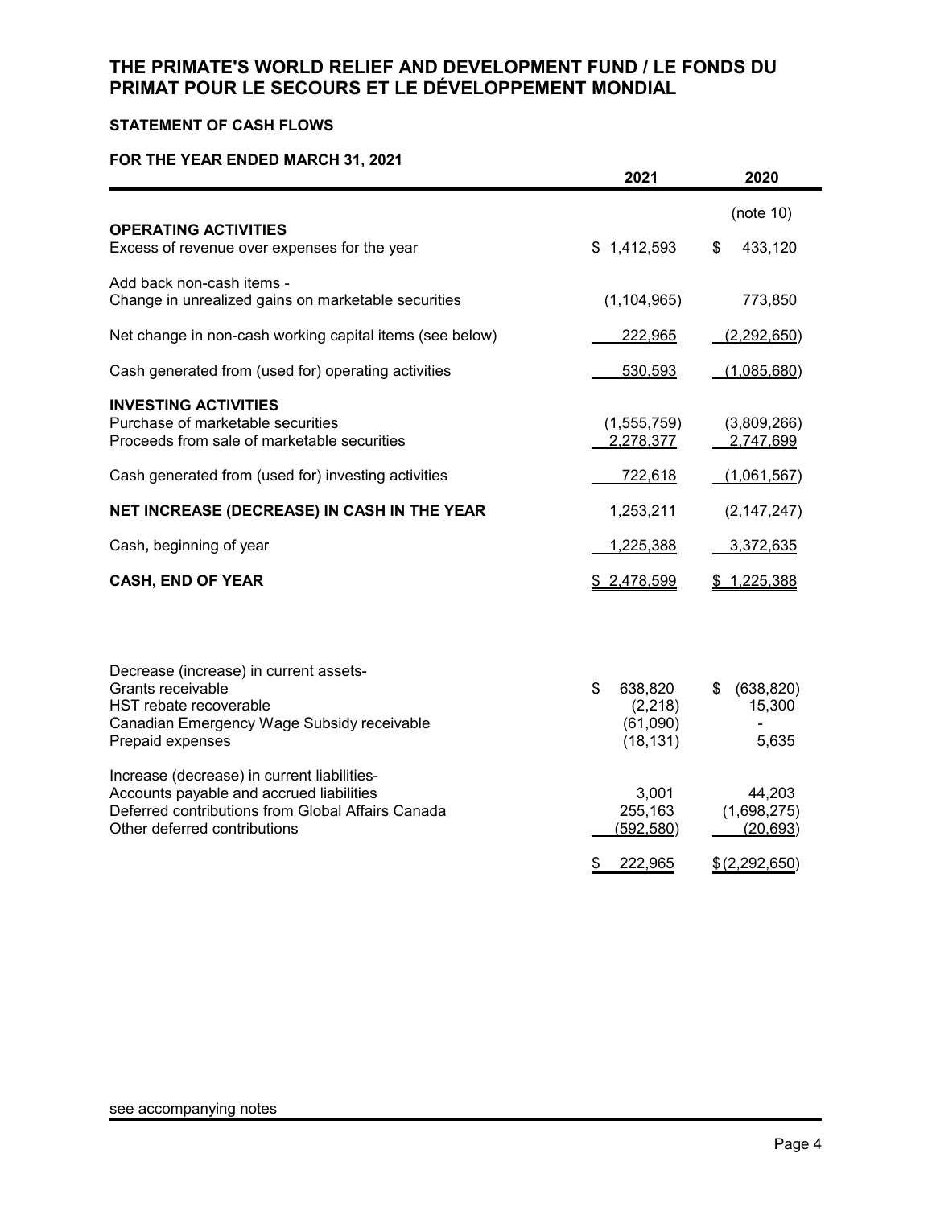# THE PRIMATE'S WORLD RELIEF AND DEVELOPMENT FUND / LE FONDS DU PRIMAT POUR LE SECOURS ET LE DÉVELOPPEMENT MONDIAL

## STATEMENT OF CASH FLOWS

### FOR THE YEAR ENDED MARCH 31, 2021

| | 2021 | 2020 |
|---|---|---|
| | | (note 10) |
| **OPERATING ACTIVITIES** | | |
| Excess of revenue over expenses for the year | $ 1,412,593 | $ 433,120 |
| Add back non-cash items - | | |
| Change in unrealized gains on marketable securities | (1,104,965) | 773,850 |
| Net change in non-cash working capital items (see below) | 222,965 | (2,292,650) |
| Cash generated from (used for) operating activities | 530,593 | (1,085,680) |
| **INVESTING ACTIVITIES** | | |
| Purchase of marketable securities | (1,555,759) | (3,809,266) |
| Proceeds from sale of marketable securities | 2,278,377 | 2,747,699 |
| Cash generated from (used for) investing activities | 722,618 | (1,061,567) |
| **NET INCREASE (DECREASE) IN CASH IN THE YEAR** | 1,253,211 | (2,147,247) |
| Cash, beginning of year | 1,225,388 | 3,372,635 |
| **CASH, END OF YEAR** | $ 2,478,599 | $ 1,225,388 |

| | 2021 | 2020 |
|---|---|---|
| Decrease (increase) in current assets- | | |
| Grants receivable | $ 638,820 | $ (638,820) |
| HST rebate recoverable | (2,218) | 15,300 |
| Canadian Emergency Wage Subsidy receivable | (61,090) | - |
| Prepaid expenses | (18,131) | 5,635 |
| Increase (decrease) in current liabilities- | | |
| Accounts payable and accrued liabilities | 3,001 | 44,203 |
| Deferred contributions from Global Affairs Canada | 255,163 | (1,698,275) |
| Other deferred contributions | (592,580) | (20,693) |
| | $ 222,965 | $(2,292,650) |

see accompanying notes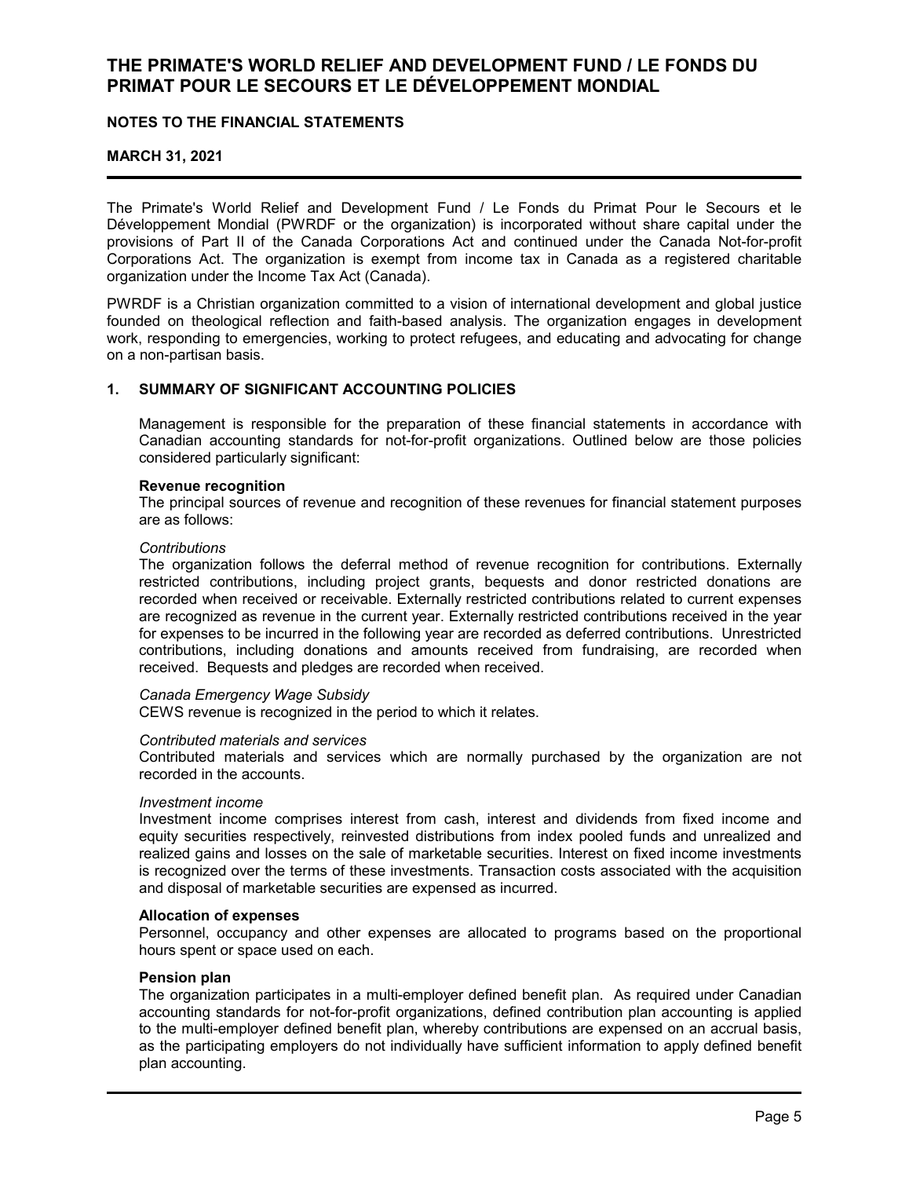# THE PRIMATE'S WORLD RELIEF AND DEVELOPMENT FUND / LE FONDS DU PRIMAT POUR LE SECOURS ET LE DÉVELOPPEMENT MONDIAL

**NOTES TO THE FINANCIAL STATEMENTS**

**MARCH 31, 2021**

The Primate's World Relief and Development Fund / Le Fonds du Primat Pour le Secours et le Développement Mondial (PWRDF or the organization) is incorporated without share capital under the provisions of Part II of the Canada Corporations Act and continued under the Canada Not-for-profit Corporations Act. The organization is exempt from income tax in Canada as a registered charitable organization under the Income Tax Act (Canada).

PWRDF is a Christian organization committed to a vision of international development and global justice founded on theological reflection and faith-based analysis. The organization engages in development work, responding to emergencies, working to protect refugees, and educating and advocating for change on a non-partisan basis.

## 1. SUMMARY OF SIGNIFICANT ACCOUNTING POLICIES

Management is responsible for the preparation of these financial statements in accordance with Canadian accounting standards for not-for-profit organizations. Outlined below are those policies considered particularly significant:

**Revenue recognition**

The principal sources of revenue and recognition of these revenues for financial statement purposes are as follows:

*Contributions*

The organization follows the deferral method of revenue recognition for contributions. Externally restricted contributions, including project grants, bequests and donor restricted donations are recorded when received or receivable. Externally restricted contributions related to current expenses are recognized as revenue in the current year. Externally restricted contributions received in the year for expenses to be incurred in the following year are recorded as deferred contributions. Unrestricted contributions, including donations and amounts received from fundraising, are recorded when received. Bequests and pledges are recorded when received.

*Canada Emergency Wage Subsidy*

CEWS revenue is recognized in the period to which it relates.

*Contributed materials and services*

Contributed materials and services which are normally purchased by the organization are not recorded in the accounts.

*Investment income*

Investment income comprises interest from cash, interest and dividends from fixed income and equity securities respectively, reinvested distributions from index pooled funds and unrealized and realized gains and losses on the sale of marketable securities. Interest on fixed income investments is recognized over the terms of these investments. Transaction costs associated with the acquisition and disposal of marketable securities are expensed as incurred.

**Allocation of expenses**

Personnel, occupancy and other expenses are allocated to programs based on the proportional hours spent or space used on each.

**Pension plan**

The organization participates in a multi-employer defined benefit plan. As required under Canadian accounting standards for not-for-profit organizations, defined contribution plan accounting is applied to the multi-employer defined benefit plan, whereby contributions are expensed on an accrual basis, as the participating employers do not individually have sufficient information to apply defined benefit plan accounting.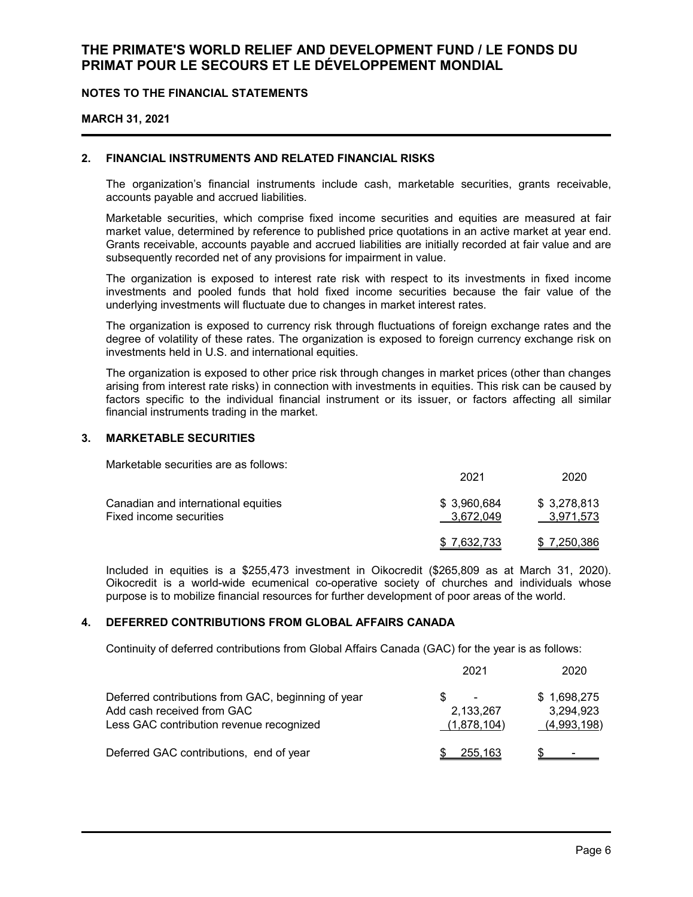## 2. FINANCIAL INSTRUMENTS AND RELATED FINANCIAL RISKS

The organization's financial instruments include cash, marketable securities, grants receivable, accounts payable and accrued liabilities.

Marketable securities, which comprise fixed income securities and equities are measured at fair market value, determined by reference to published price quotations in an active market at year end. Grants receivable, accounts payable and accrued liabilities are initially recorded at fair value and are subsequently recorded net of any provisions for impairment in value.

The organization is exposed to interest rate risk with respect to its investments in fixed income investments and pooled funds that hold fixed income securities because the fair value of the underlying investments will fluctuate due to changes in market interest rates.

The organization is exposed to currency risk through fluctuations of foreign exchange rates and the degree of volatility of these rates. The organization is exposed to foreign currency exchange risk on investments held in U.S. and international equities.

The organization is exposed to other price risk through changes in market prices (other than changes arising from interest rate risks) in connection with investments in equities. This risk can be caused by factors specific to the individual financial instrument or its issuer, or factors affecting all similar financial instruments trading in the market.

## 3. MARKETABLE SECURITIES

Marketable securities are as follows:

| | 2021 | 2020 |
|---|---|---|
| Canadian and international equities | $ 3,960,684 | $ 3,278,813 |
| Fixed income securities | 3,672,049 | 3,971,573 |
| | $ 7,632,733 | $ 7,250,386 |

Included in equities is a $255,473 investment in Oikocredit ($265,809 as at March 31, 2020). Oikocredit is a world-wide ecumenical co-operative society of churches and individuals whose purpose is to mobilize financial resources for further development of poor areas of the world.

## 4. DEFERRED CONTRIBUTIONS FROM GLOBAL AFFAIRS CANADA

Continuity of deferred contributions from Global Affairs Canada (GAC) for the year is as follows:

| | 2021 | 2020 |
|---|---|---|
| Deferred contributions from GAC, beginning of year | $ - | $ 1,698,275 |
| Add cash received from GAC | 2,133,267 | 3,294,923 |
| Less GAC contribution revenue recognized | (1,878,104) | (4,993,198) |
| Deferred GAC contributions, end of year | $ 255,163 | $ - |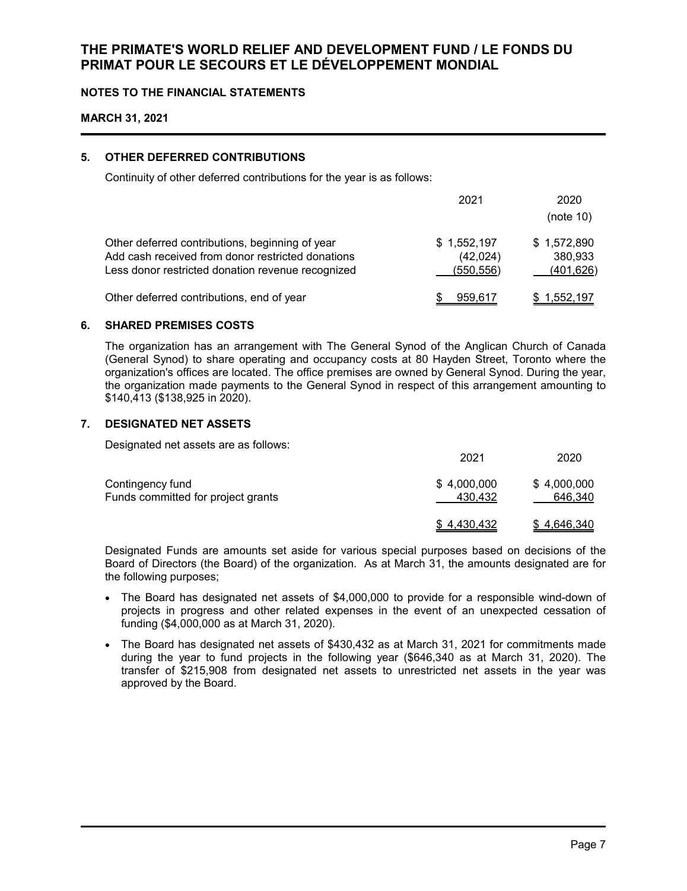## 5. OTHER DEFERRED CONTRIBUTIONS

Continuity of other deferred contributions for the year is as follows:

| | 2021 | 2020 (note 10) |
|---|---|---|
| Other deferred contributions, beginning of year | $ 1,552,197 | $ 1,572,890 |
| Add cash received from donor restricted donations | (42,024) | 380,933 |
| Less donor restricted donation revenue recognized | (550,556) | (401,626) |
| Other deferred contributions, end of year | $ 959,617 | $ 1,552,197 |

## 6. SHARED PREMISES COSTS

The organization has an arrangement with The General Synod of the Anglican Church of Canada (General Synod) to share operating and occupancy costs at 80 Hayden Street, Toronto where the organization's offices are located. The office premises are owned by General Synod. During the year, the organization made payments to the General Synod in respect of this arrangement amounting to $140,413 ($138,925 in 2020).

## 7. DESIGNATED NET ASSETS

Designated net assets are as follows:

| | 2021 | 2020 |
|---|---|---|
| Contingency fund | $ 4,000,000 | $ 4,000,000 |
| Funds committed for project grants | 430,432 | 646,340 |
| | $ 4,430,432 | $ 4,646,340 |

Designated Funds are amounts set aside for various special purposes based on decisions of the Board of Directors (the Board) of the organization. As at March 31, the amounts designated are for the following purposes;

- The Board has designated net assets of $4,000,000 to provide for a responsible wind-down of projects in progress and other related expenses in the event of an unexpected cessation of funding ($4,000,000 as at March 31, 2020).
- The Board has designated net assets of $430,432 as at March 31, 2021 for commitments made during the year to fund projects in the following year ($646,340 as at March 31, 2020). The transfer of $215,908 from designated net assets to unrestricted net assets in the year was approved by the Board.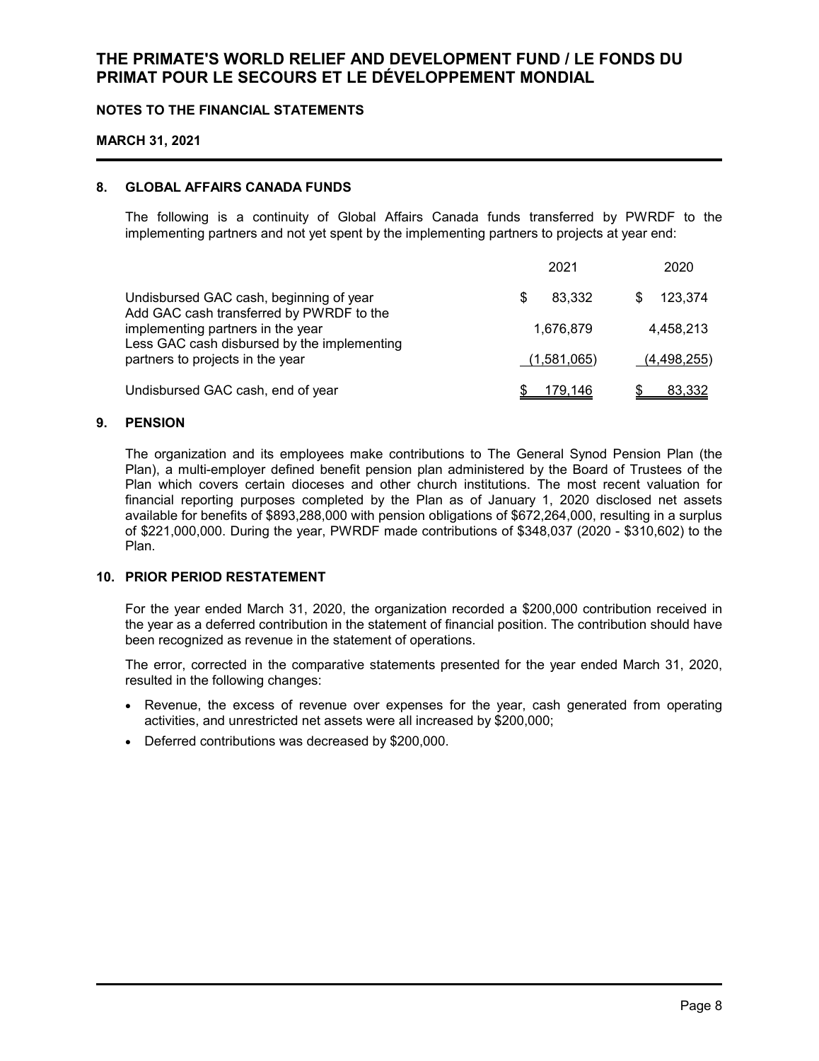# THE PRIMATE'S WORLD RELIEF AND DEVELOPMENT FUND / LE FONDS DU PRIMAT POUR LE SECOURS ET LE DÉVELOPPEMENT MONDIAL

**NOTES TO THE FINANCIAL STATEMENTS**

**MARCH 31, 2021**

## 8. GLOBAL AFFAIRS CANADA FUNDS

The following is a continuity of Global Affairs Canada funds transferred by PWRDF to the implementing partners and not yet spent by the implementing partners to projects at year end:

| | 2021 | 2020 |
|---|---|---|
| Undisbursed GAC cash, beginning of year | $ 83,332 | $ 123,374 |
| Add GAC cash transferred by PWRDF to the implementing partners in the year | 1,676,879 | 4,458,213 |
| Less GAC cash disbursed by the implementing partners to projects in the year | (1,581,065) | (4,498,255) |
| Undisbursed GAC cash, end of year | $ 179,146 | $ 83,332 |

## 9. PENSION

The organization and its employees make contributions to The General Synod Pension Plan (the Plan), a multi-employer defined benefit pension plan administered by the Board of Trustees of the Plan which covers certain dioceses and other church institutions. The most recent valuation for financial reporting purposes completed by the Plan as of January 1, 2020 disclosed net assets available for benefits of $893,288,000 with pension obligations of $672,264,000, resulting in a surplus of $221,000,000. During the year, PWRDF made contributions of $348,037 (2020 - $310,602) to the Plan.

## 10. PRIOR PERIOD RESTATEMENT

For the year ended March 31, 2020, the organization recorded a $200,000 contribution received in the year as a deferred contribution in the statement of financial position. The contribution should have been recognized as revenue in the statement of operations.

The error, corrected in the comparative statements presented for the year ended March 31, 2020, resulted in the following changes:

- Revenue, the excess of revenue over expenses for the year, cash generated from operating activities, and unrestricted net assets were all increased by $200,000;
- Deferred contributions was decreased by $200,000.